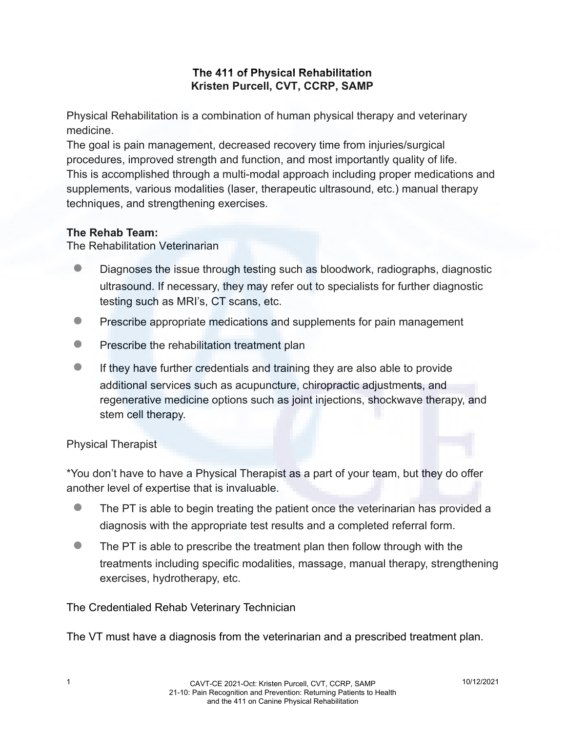# The 411 of Physical Rehabilitation
## Kristen Purcell, CVT, CCRP, SAMP

Physical Rehabilitation is a combination of human physical therapy and veterinary medicine.

The goal is pain management, decreased recovery time from injuries/surgical procedures, improved strength and function, and most importantly quality of life.

This is accomplished through a multi-modal approach including proper medications and supplements, various modalities (laser, therapeutic ultrasound, etc.) manual therapy techniques, and strengthening exercises.

**The Rehab Team:**

The Rehabilitation Veterinarian

- Diagnoses the issue through testing such as bloodwork, radiographs, diagnostic ultrasound. If necessary, they may refer out to specialists for further diagnostic testing such as MRI's, CT scans, etc.
- Prescribe appropriate medications and supplements for pain management
- Prescribe the rehabilitation treatment plan
- If they have further credentials and training they are also able to provide additional services such as acupuncture, chiropractic adjustments, and regenerative medicine options such as joint injections, shockwave therapy, and stem cell therapy.

Physical Therapist

*You don't have to have a Physical Therapist as a part of your team, but they do offer another level of expertise that is invaluable.

- The PT is able to begin treating the patient once the veterinarian has provided a diagnosis with the appropriate test results and a completed referral form.
- The PT is able to prescribe the treatment plan then follow through with the treatments including specific modalities, massage, manual therapy, strengthening exercises, hydrotherapy, etc.

The Credentialed Rehab Veterinary Technician

The VT must have a diagnosis from the veterinarian and a prescribed treatment plan.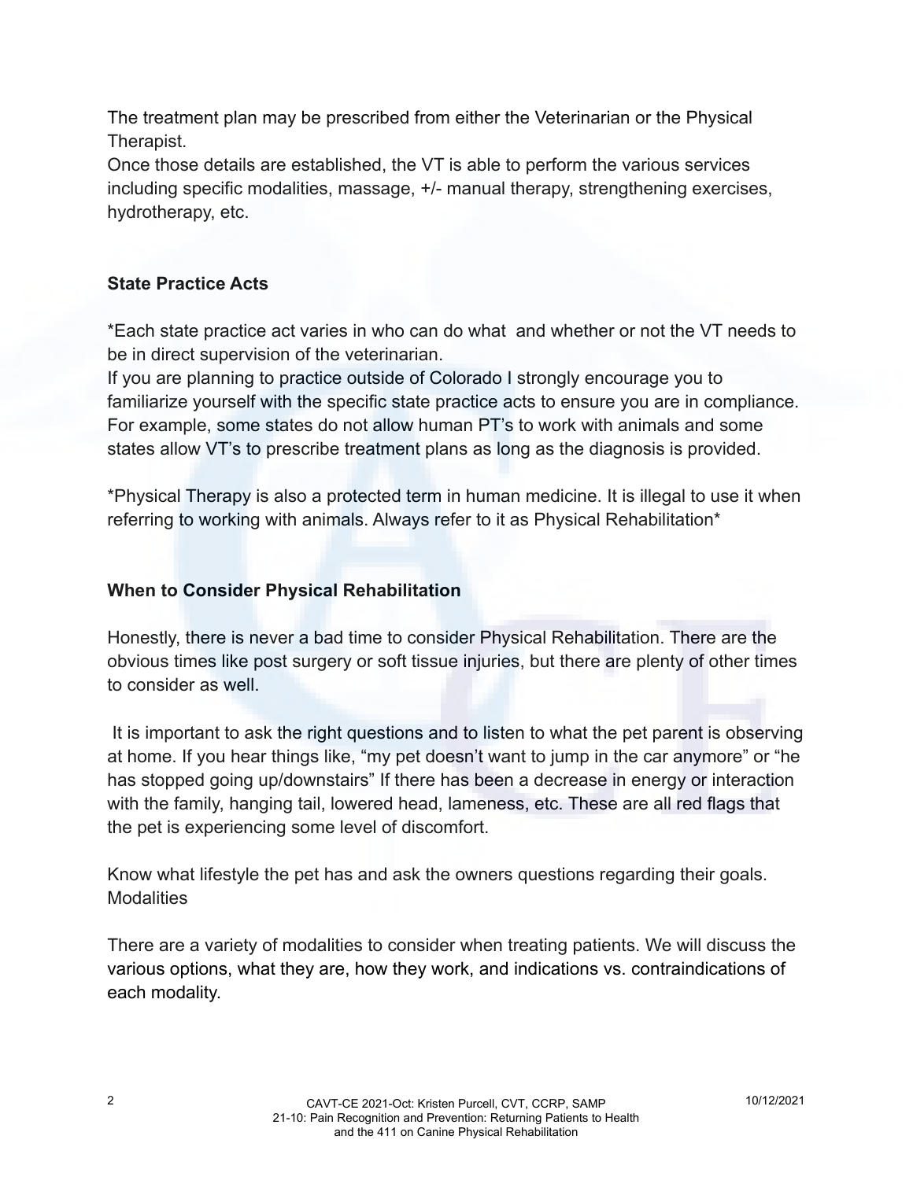The treatment plan may be prescribed from either the Veterinarian or the Physical Therapist.
Once those details are established, the VT is able to perform the various services including specific modalities, massage, +/- manual therapy, strengthening exercises, hydrotherapy, etc.

**State Practice Acts**

*Each state practice act varies in who can do what and whether or not the VT needs to be in direct supervision of the veterinarian.
If you are planning to practice outside of Colorado I strongly encourage you to familiarize yourself with the specific state practice acts to ensure you are in compliance. For example, some states do not allow human PT's to work with animals and some states allow VT's to prescribe treatment plans as long as the diagnosis is provided.

*Physical Therapy is also a protected term in human medicine. It is illegal to use it when referring to working with animals. Always refer to it as Physical Rehabilitation*

**When to Consider Physical Rehabilitation**

Honestly, there is never a bad time to consider Physical Rehabilitation. There are the obvious times like post surgery or soft tissue injuries, but there are plenty of other times to consider as well.

It is important to ask the right questions and to listen to what the pet parent is observing at home. If you hear things like, "my pet doesn't want to jump in the car anymore" or "he has stopped going up/downstairs" If there has been a decrease in energy or interaction with the family, hanging tail, lowered head, lameness, etc. These are all red flags that the pet is experiencing some level of discomfort.

Know what lifestyle the pet has and ask the owners questions regarding their goals.
Modalities

There are a variety of modalities to consider when treating patients. We will discuss the various options, what they are, how they work, and indications vs. contraindications of each modality.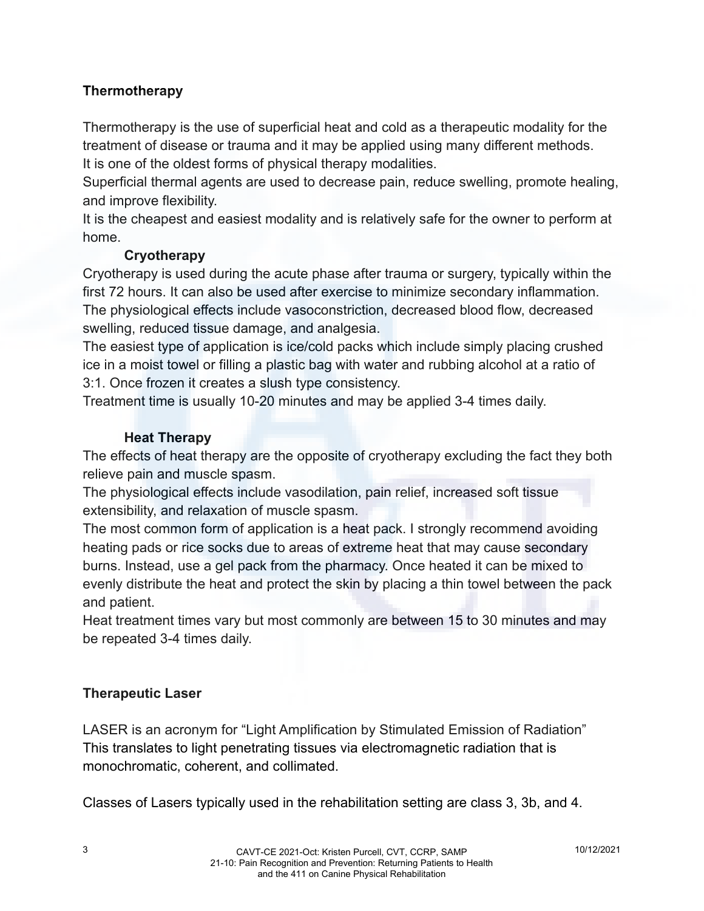## Thermotherapy

Thermotherapy is the use of superficial heat and cold as a therapeutic modality for the treatment of disease or trauma and it may be applied using many different methods.
It is one of the oldest forms of physical therapy modalities.
Superficial thermal agents are used to decrease pain, reduce swelling, promote healing, and improve flexibility.
It is the cheapest and easiest modality and is relatively safe for the owner to perform at home.

### Cryotherapy

Cryotherapy is used during the acute phase after trauma or surgery, typically within the first 72 hours. It can also be used after exercise to minimize secondary inflammation.
The physiological effects include vasoconstriction, decreased blood flow, decreased swelling, reduced tissue damage, and analgesia.
The easiest type of application is ice/cold packs which include simply placing crushed ice in a moist towel or filling a plastic bag with water and rubbing alcohol at a ratio of 3:1. Once frozen it creates a slush type consistency.
Treatment time is usually 10-20 minutes and may be applied 3-4 times daily.

### Heat Therapy

The effects of heat therapy are the opposite of cryotherapy excluding the fact they both relieve pain and muscle spasm.
The physiological effects include vasodilation, pain relief, increased soft tissue extensibility, and relaxation of muscle spasm.
The most common form of application is a heat pack. I strongly recommend avoiding heating pads or rice socks due to areas of extreme heat that may cause secondary burns. Instead, use a gel pack from the pharmacy. Once heated it can be mixed to evenly distribute the heat and protect the skin by placing a thin towel between the pack and patient.
Heat treatment times vary but most commonly are between 15 to 30 minutes and may be repeated 3-4 times daily.

## Therapeutic Laser

LASER is an acronym for "Light Amplification by Stimulated Emission of Radiation"
This translates to light penetrating tissues via electromagnetic radiation that is monochromatic, coherent, and collimated.

Classes of Lasers typically used in the rehabilitation setting are class 3, 3b, and 4.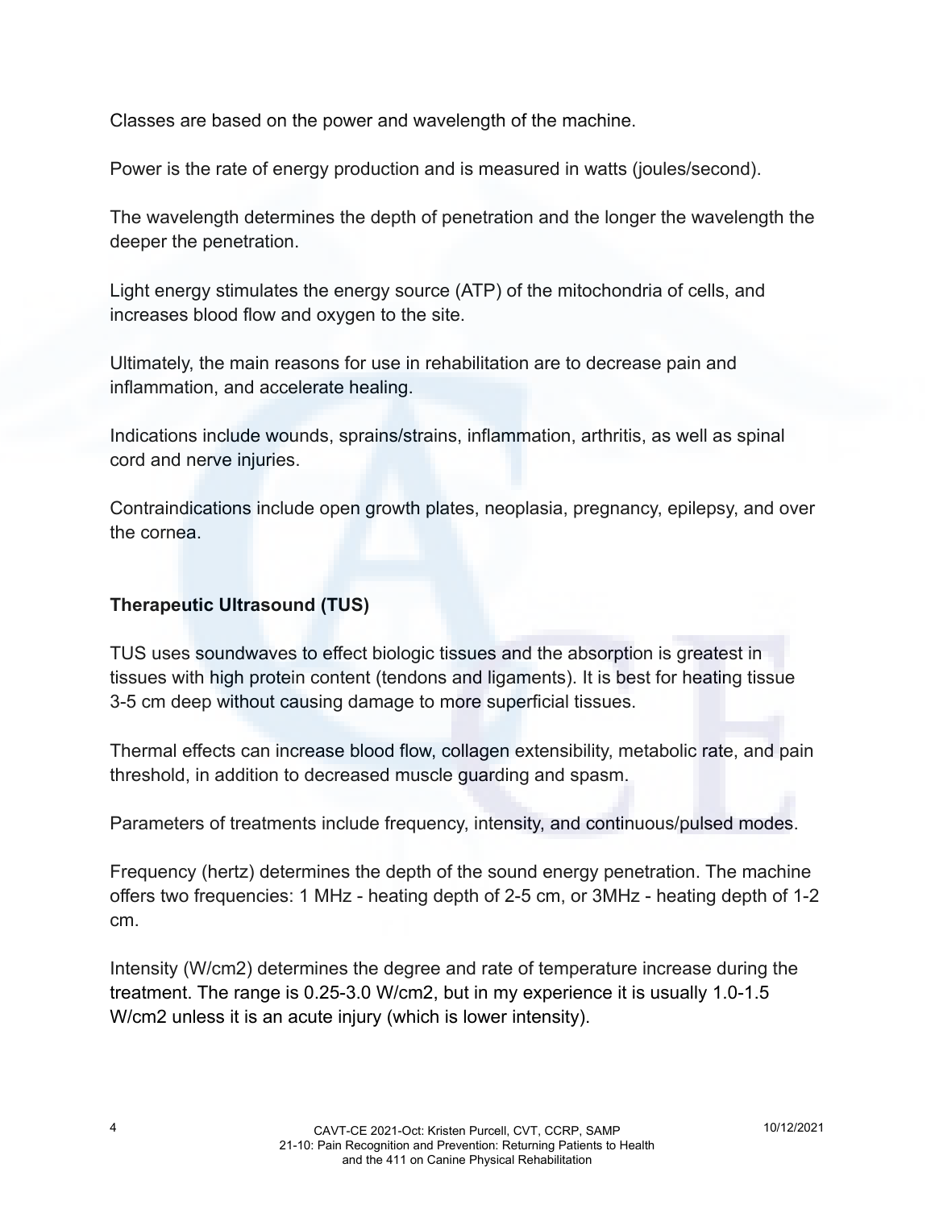Classes are based on the power and wavelength of the machine.

Power is the rate of energy production and is measured in watts (joules/second).

The wavelength determines the depth of penetration and the longer the wavelength the deeper the penetration.

Light energy stimulates the energy source (ATP) of the mitochondria of cells, and increases blood flow and oxygen to the site.

Ultimately, the main reasons for use in rehabilitation are to decrease pain and inflammation, and accelerate healing.

Indications include wounds, sprains/strains, inflammation, arthritis, as well as spinal cord and nerve injuries.

Contraindications include open growth plates, neoplasia, pregnancy, epilepsy, and over the cornea.

**Therapeutic Ultrasound (TUS)**

TUS uses soundwaves to effect biologic tissues and the absorption is greatest in tissues with high protein content (tendons and ligaments). It is best for heating tissue 3-5 cm deep without causing damage to more superficial tissues.

Thermal effects can increase blood flow, collagen extensibility, metabolic rate, and pain threshold, in addition to decreased muscle guarding and spasm.

Parameters of treatments include frequency, intensity, and continuous/pulsed modes.

Frequency (hertz) determines the depth of the sound energy penetration. The machine offers two frequencies: 1 MHz - heating depth of 2-5 cm, or 3MHz - heating depth of 1-2 cm.

Intensity (W/cm2) determines the degree and rate of temperature increase during the treatment. The range is 0.25-3.0 W/cm2, but in my experience it is usually 1.0-1.5 W/cm2 unless it is an acute injury (which is lower intensity).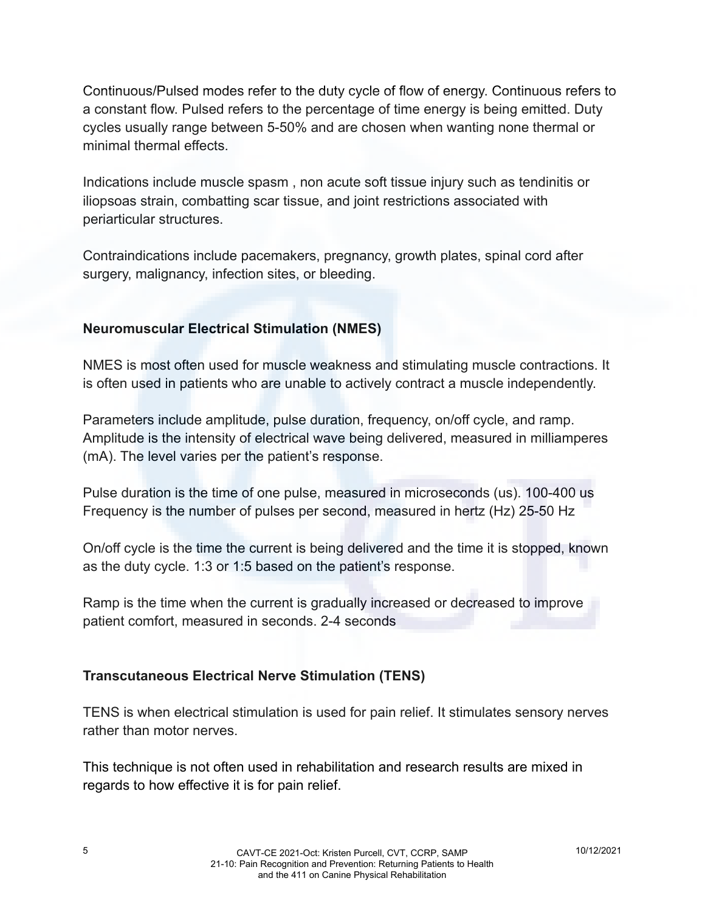Continuous/Pulsed modes refer to the duty cycle of flow of energy. Continuous refers to a constant flow. Pulsed refers to the percentage of time energy is being emitted. Duty cycles usually range between 5-50% and are chosen when wanting none thermal or minimal thermal effects.

Indications include muscle spasm , non acute soft tissue injury such as tendinitis or iliopsoas strain, combatting scar tissue, and joint restrictions associated with periarticular structures.

Contraindications include pacemakers, pregnancy, growth plates, spinal cord after surgery, malignancy, infection sites, or bleeding.

**Neuromuscular Electrical Stimulation (NMES)**

NMES is most often used for muscle weakness and stimulating muscle contractions. It is often used in patients who are unable to actively contract a muscle independently.

Parameters include amplitude, pulse duration, frequency, on/off cycle, and ramp. Amplitude is the intensity of electrical wave being delivered, measured in milliamperes (mA). The level varies per the patient's response.

Pulse duration is the time of one pulse, measured in microseconds (us). 100-400 us
Frequency is the number of pulses per second, measured in hertz (Hz) 25-50 Hz

On/off cycle is the time the current is being delivered and the time it is stopped, known as the duty cycle. 1:3 or 1:5 based on the patient's response.

Ramp is the time when the current is gradually increased or decreased to improve patient comfort, measured in seconds. 2-4 seconds

**Transcutaneous Electrical Nerve Stimulation (TENS)**

TENS is when electrical stimulation is used for pain relief. It stimulates sensory nerves rather than motor nerves.

This technique is not often used in rehabilitation and research results are mixed in regards to how effective it is for pain relief.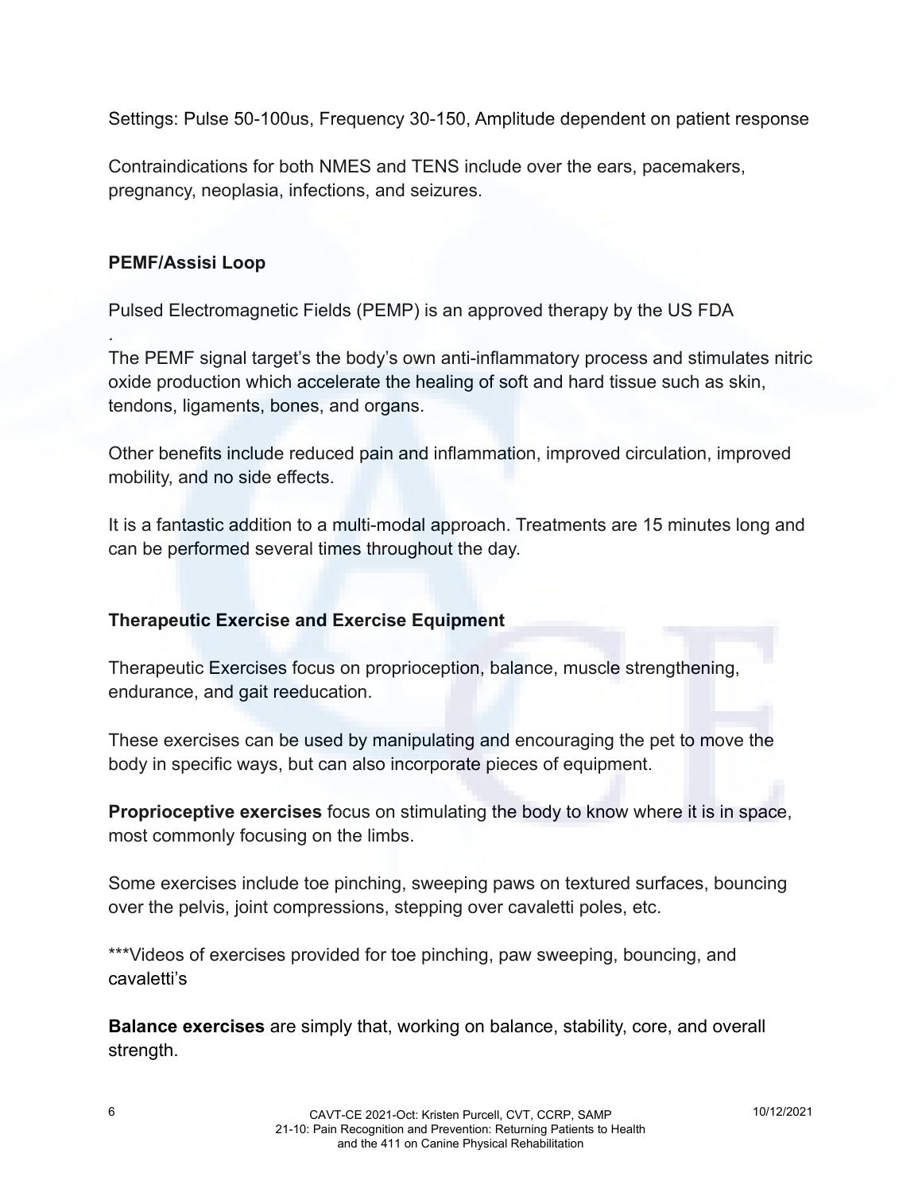Settings: Pulse 50-100us, Frequency 30-150, Amplitude dependent on patient response

Contraindications for both NMES and TENS include over the ears, pacemakers, pregnancy, neoplasia, infections, and seizures.

**PEMF/Assisi Loop**

Pulsed Electromagnetic Fields (PEMP) is an approved therapy by the US FDA
.
The PEMF signal target's the body's own anti-inflammatory process and stimulates nitric oxide production which accelerate the healing of soft and hard tissue such as skin, tendons, ligaments, bones, and organs.

Other benefits include reduced pain and inflammation, improved circulation, improved mobility, and no side effects.

It is a fantastic addition to a multi-modal approach. Treatments are 15 minutes long and can be performed several times throughout the day.

**Therapeutic Exercise and Exercise Equipment**

Therapeutic Exercises focus on proprioception, balance, muscle strengthening, endurance, and gait reeducation.

These exercises can be used by manipulating and encouraging the pet to move the body in specific ways, but can also incorporate pieces of equipment.

**Proprioceptive exercises** focus on stimulating the body to know where it is in space, most commonly focusing on the limbs.

Some exercises include toe pinching, sweeping paws on textured surfaces, bouncing over the pelvis, joint compressions, stepping over cavaletti poles, etc.

***Videos of exercises provided for toe pinching, paw sweeping, bouncing, and cavaletti's

**Balance exercises** are simply that, working on balance, stability, core, and overall strength.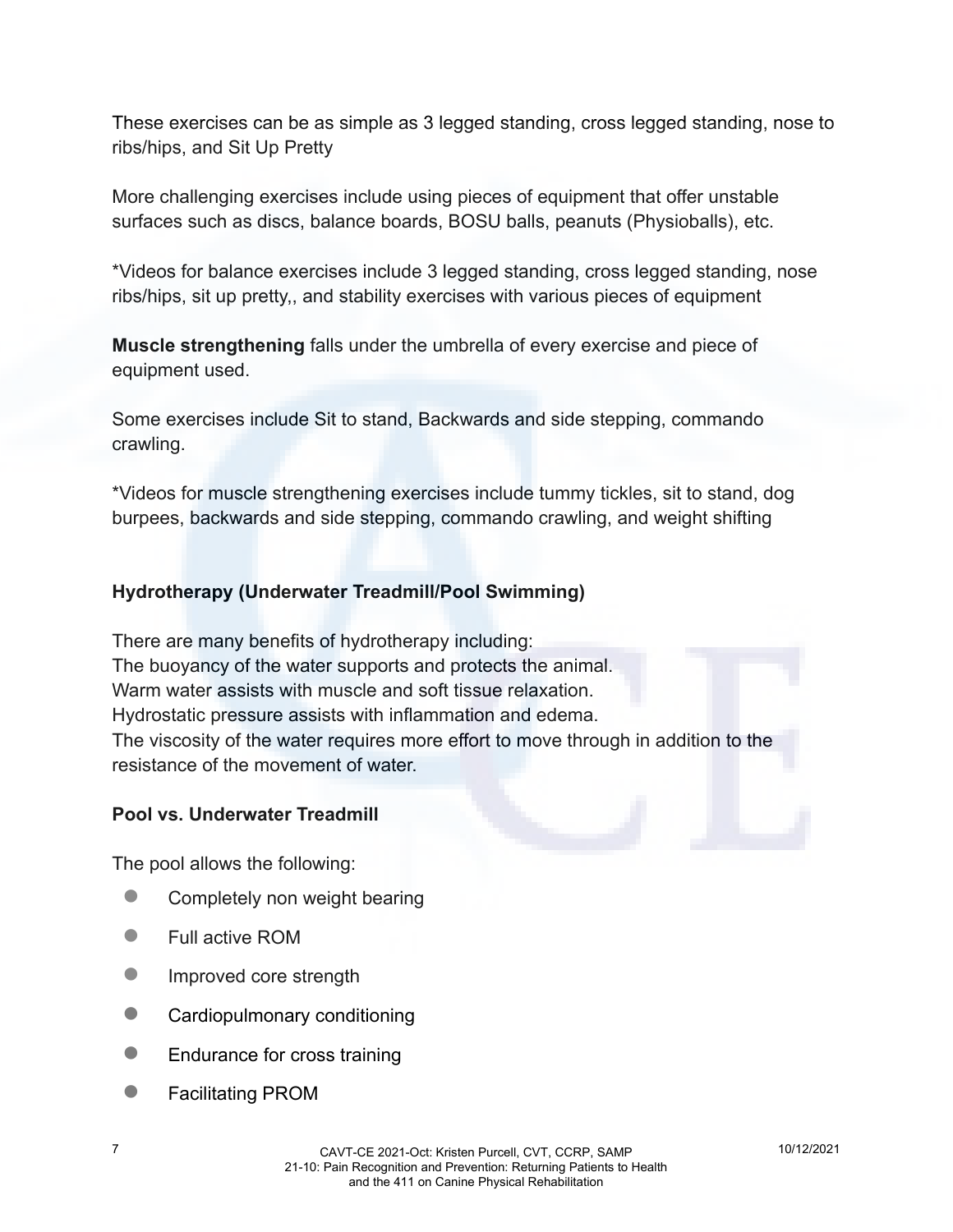These exercises can be as simple as 3 legged standing, cross legged standing, nose to ribs/hips, and Sit Up Pretty

More challenging exercises include using pieces of equipment that offer unstable surfaces such as discs, balance boards, BOSU balls, peanuts (Physioballs), etc.

*Videos for balance exercises include 3 legged standing, cross legged standing, nose ribs/hips, sit up pretty,, and stability exercises with various pieces of equipment

**Muscle strengthening** falls under the umbrella of every exercise and piece of equipment used.

Some exercises include Sit to stand, Backwards and side stepping, commando crawling.

*Videos for muscle strengthening exercises include tummy tickles, sit to stand, dog burpees, backwards and side stepping, commando crawling, and weight shifting

**Hydrotherapy (Underwater Treadmill/Pool Swimming)**

There are many benefits of hydrotherapy including:
The buoyancy of the water supports and protects the animal.
Warm water assists with muscle and soft tissue relaxation.
Hydrostatic pressure assists with inflammation and edema.
The viscosity of the water requires more effort to move through in addition to the resistance of the movement of water.

**Pool vs. Underwater Treadmill**

The pool allows the following:

- Completely non weight bearing
- Full active ROM
- Improved core strength
- Cardiopulmonary conditioning
- Endurance for cross training
- Facilitating PROM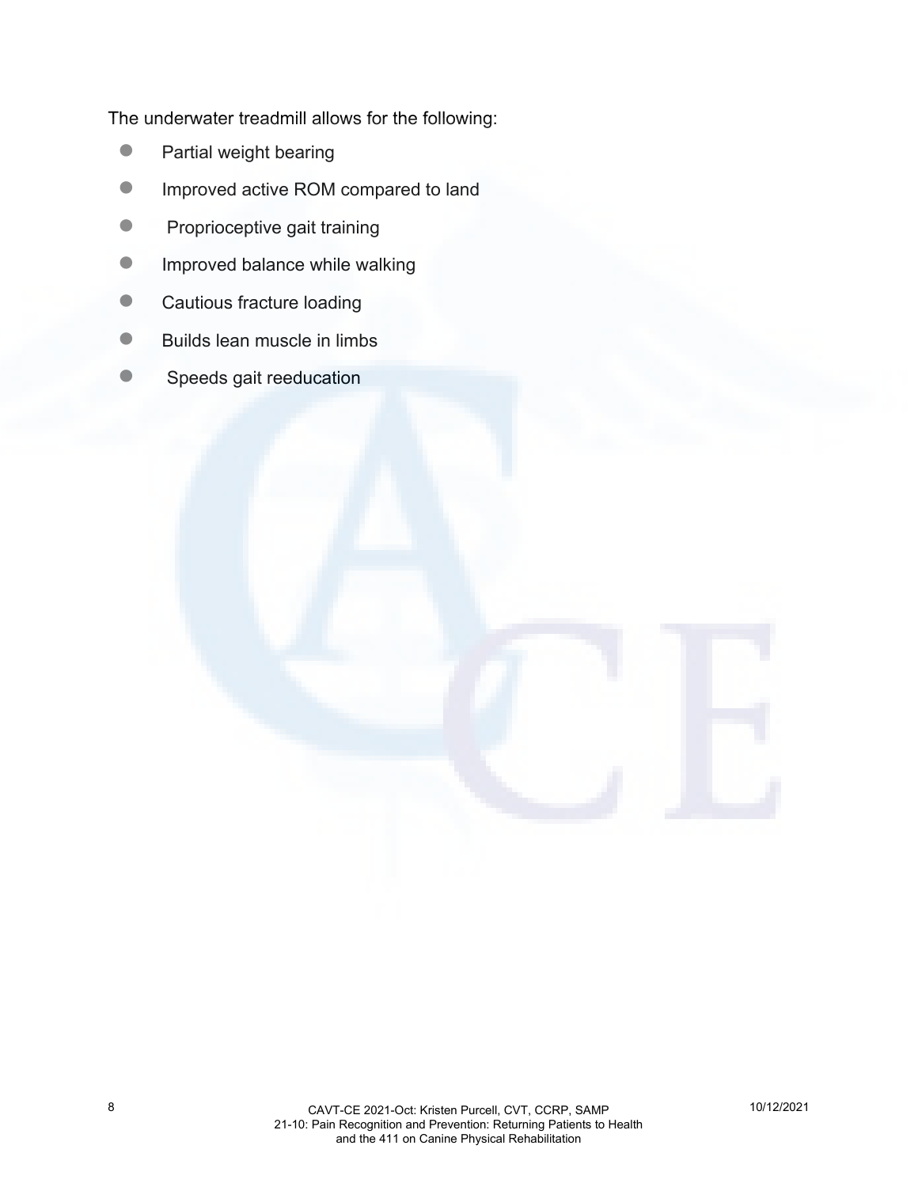The underwater treadmill allows for the following:

- Partial weight bearing
- Improved active ROM compared to land
- Proprioceptive gait training
- Improved balance while walking
- Cautious fracture loading
- Builds lean muscle in limbs
- Speeds gait reeducation